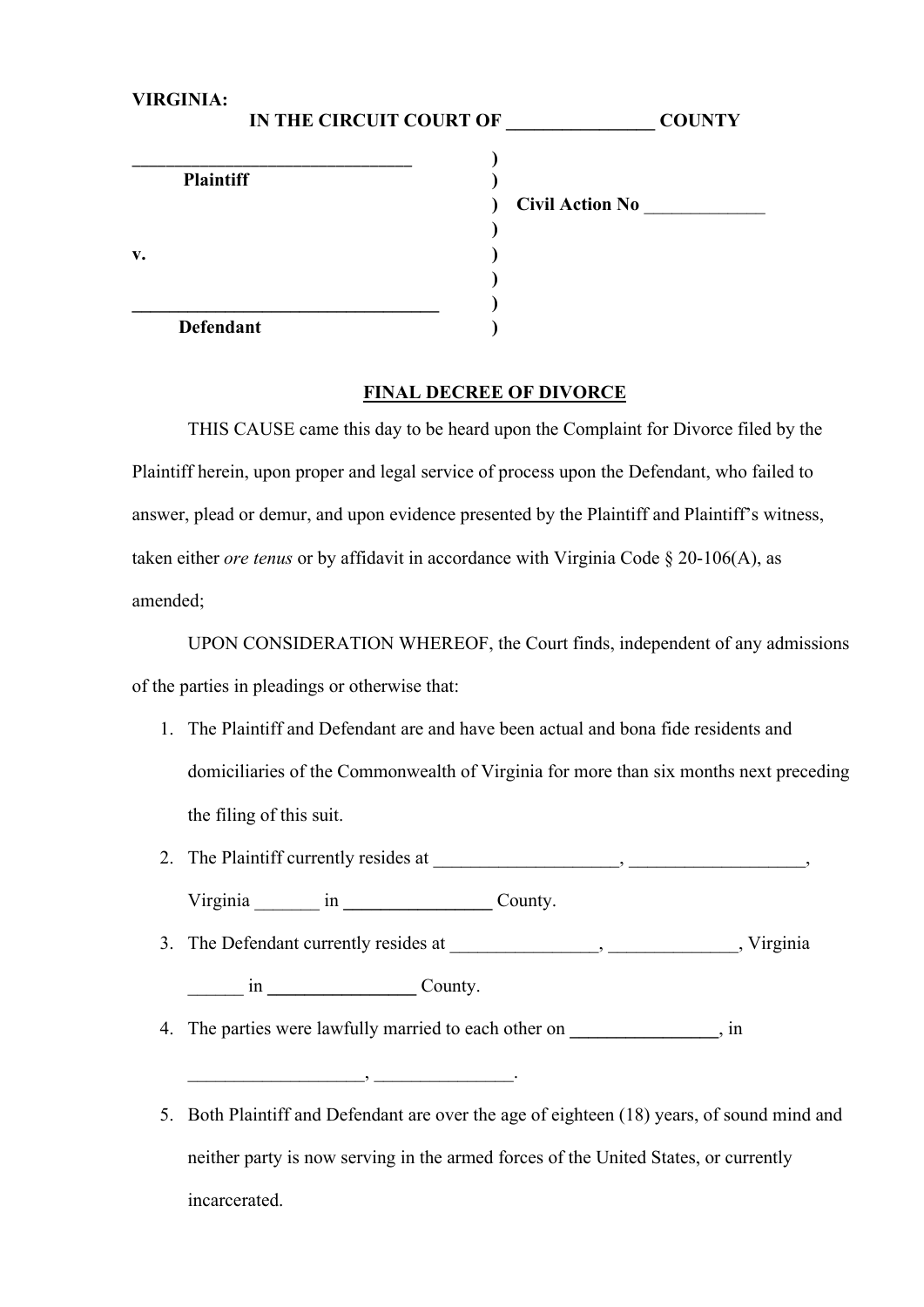**VIRGINIA:**

**IN THE CIRCUIT COURT OF ________________ COUNTY**

| | | |
|---|---|---|
| _______________________________ | ) | |
| **Plaintiff** | ) | |
| | ) | **Civil Action No** _____________ |
| | ) | |
| **v.** | ) | |
| | ) | |
| __________________________________ | ) | |
| **Defendant** | ) | |

**FINAL DECREE OF DIVORCE**

THIS CAUSE came this day to be heard upon the Complaint for Divorce filed by the Plaintiff herein, upon proper and legal service of process upon the Defendant, who failed to answer, plead or demur, and upon evidence presented by the Plaintiff and Plaintiff's witness, taken either *ore tenus* or by affidavit in accordance with Virginia Code § 20-106(A), as amended;

UPON CONSIDERATION WHEREOF, the Court finds, independent of any admissions of the parties in pleadings or otherwise that:

1. The Plaintiff and Defendant are and have been actual and bona fide residents and domiciliaries of the Commonwealth of Virginia for more than six months next preceding the filing of this suit.
2. The Plaintiff currently resides at ____________________, ___________________, Virginia _______ in ________________ County.
3. The Defendant currently resides at ________________, ______________, Virginia ______ in ________________ County.
4. The parties were lawfully married to each other on ________________, in ___________________, _______________.
5. Both Plaintiff and Defendant are over the age of eighteen (18) years, of sound mind and neither party is now serving in the armed forces of the United States, or currently incarcerated.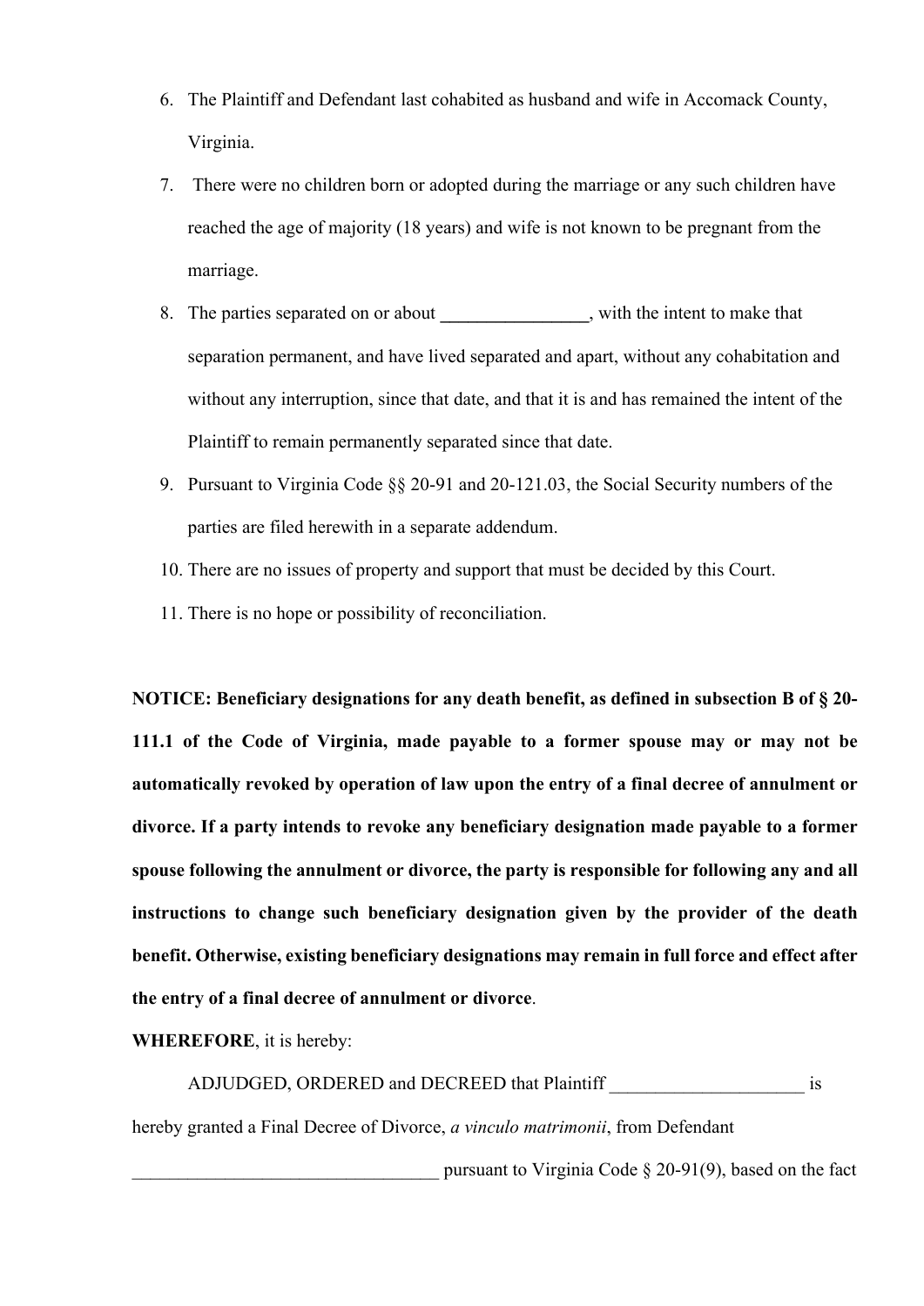6. The Plaintiff and Defendant last cohabited as husband and wife in Accomack County, Virginia.
7. There were no children born or adopted during the marriage or any such children have reached the age of majority (18 years) and wife is not known to be pregnant from the marriage.
8. The parties separated on or about **________________**, with the intent to make that separation permanent, and have lived separated and apart, without any cohabitation and without any interruption, since that date, and that it is and has remained the intent of the Plaintiff to remain permanently separated since that date.
9. Pursuant to Virginia Code §§ 20-91 and 20-121.03, the Social Security numbers of the parties are filed herewith in a separate addendum.
10. There are no issues of property and support that must be decided by this Court.
11. There is no hope or possibility of reconciliation.

**NOTICE: Beneficiary designations for any death benefit, as defined in subsection B of § 20-111.1 of the Code of Virginia, made payable to a former spouse may or may not be automatically revoked by operation of law upon the entry of a final decree of annulment or divorce. If a party intends to revoke any beneficiary designation made payable to a former spouse following the annulment or divorce, the party is responsible for following any and all instructions to change such beneficiary designation given by the provider of the death benefit. Otherwise, existing beneficiary designations may remain in full force and effect after the entry of a final decree of annulment or divorce**.

**WHEREFORE**, it is hereby:

ADJUDGED, ORDERED and DECREED that Plaintiff _____________________ is hereby granted a Final Decree of Divorce, *a vinculo matrimonii*, from Defendant _________________________________ pursuant to Virginia Code § 20-91(9), based on the fact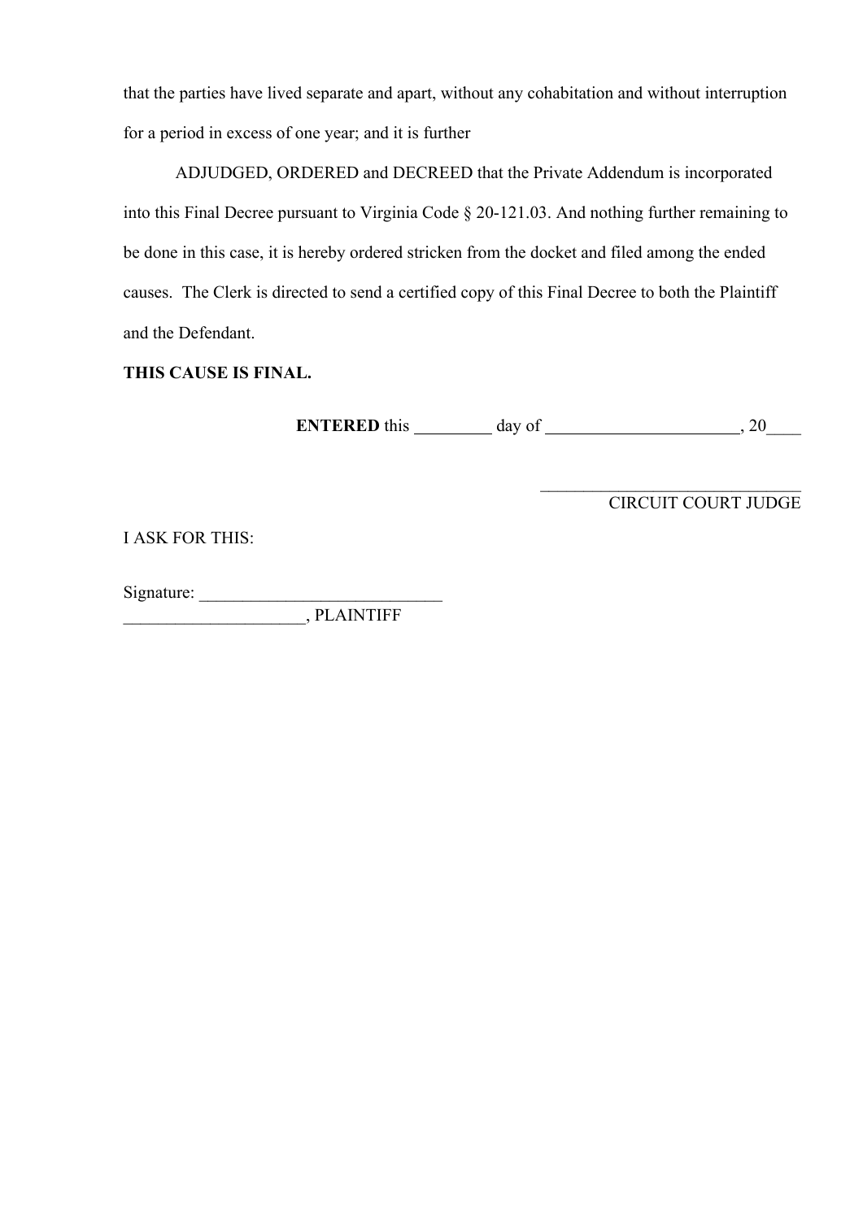that the parties have lived separate and apart, without any cohabitation and without interruption for a period in excess of one year; and it is further

ADJUDGED, ORDERED and DECREED that the Private Addendum is incorporated into this Final Decree pursuant to Virginia Code § 20-121.03. And nothing further remaining to be done in this case, it is hereby ordered stricken from the docket and filed among the ended causes. The Clerk is directed to send a certified copy of this Final Decree to both the Plaintiff and the Defendant.

**THIS CAUSE IS FINAL.**

**ENTERED** this _________ day of ______________________, 20____

________________________________
CIRCUIT COURT JUDGE

I ASK FOR THIS:

Signature: ____________________________
_____________________, PLAINTIFF